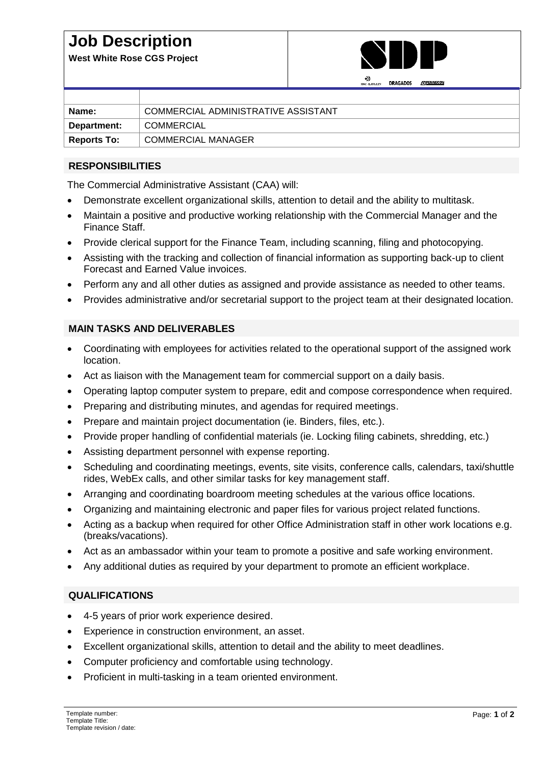# Job Description

**West White Rose CGS Project**

| | |
|---|---|
| **Name:** | COMMERCIAL ADMINISTRATIVE ASSISTANT |
| **Department:** | COMMERCIAL |
| **Reports To:** | COMMERCIAL MANAGER |

## RESPONSIBILITIES

The Commercial Administrative Assistant (CAA) will:

- Demonstrate excellent organizational skills, attention to detail and the ability to multitask.
- Maintain a positive and productive working relationship with the Commercial Manager and the Finance Staff.
- Provide clerical support for the Finance Team, including scanning, filing and photocopying.
- Assisting with the tracking and collection of financial information as supporting back-up to client Forecast and Earned Value invoices.
- Perform any and all other duties as assigned and provide assistance as needed to other teams.
- Provides administrative and/or secretarial support to the project team at their designated location.

## MAIN TASKS AND DELIVERABLES

- Coordinating with employees for activities related to the operational support of the assigned work location.
- Act as liaison with the Management team for commercial support on a daily basis.
- Operating laptop computer system to prepare, edit and compose correspondence when required.
- Preparing and distributing minutes, and agendas for required meetings.
- Prepare and maintain project documentation (ie. Binders, files, etc.).
- Provide proper handling of confidential materials (ie. Locking filing cabinets, shredding, etc.)
- Assisting department personnel with expense reporting.
- Scheduling and coordinating meetings, events, site visits, conference calls, calendars, taxi/shuttle rides, WebEx calls, and other similar tasks for key management staff.
- Arranging and coordinating boardroom meeting schedules at the various office locations.
- Organizing and maintaining electronic and paper files for various project related functions.
- Acting as a backup when required for other Office Administration staff in other work locations e.g. (breaks/vacations).
- Act as an ambassador within your team to promote a positive and safe working environment.
- Any additional duties as required by your department to promote an efficient workplace.

## QUALIFICATIONS

- 4-5 years of prior work experience desired.
- Experience in construction environment, an asset.
- Excellent organizational skills, attention to detail and the ability to meet deadlines.
- Computer proficiency and comfortable using technology.
- Proficient in multi-tasking in a team oriented environment.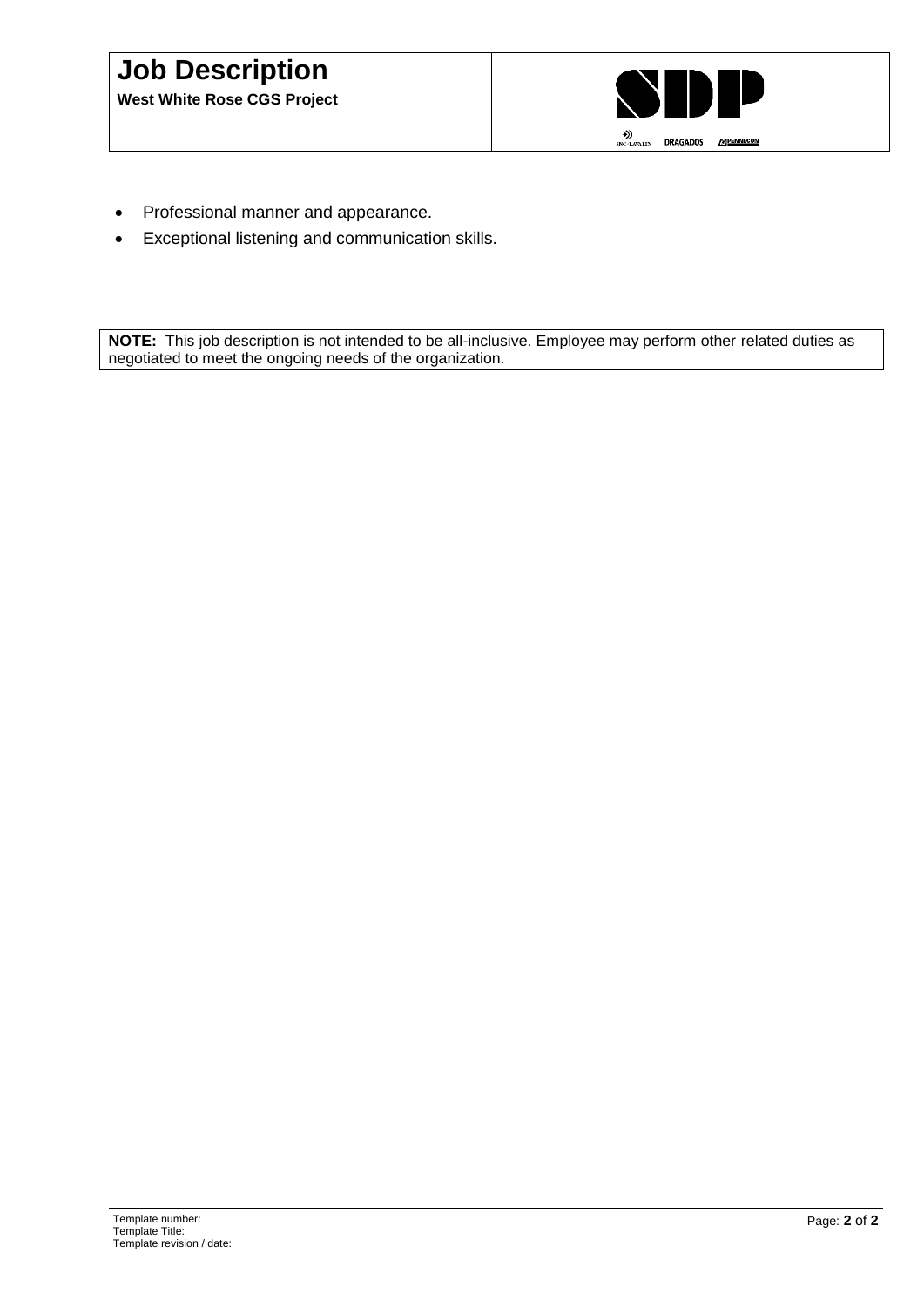- Professional manner and appearance.
- Exceptional listening and communication skills.

**NOTE:** This job description is not intended to be all-inclusive. Employee may perform other related duties as negotiated to meet the ongoing needs of the organization.